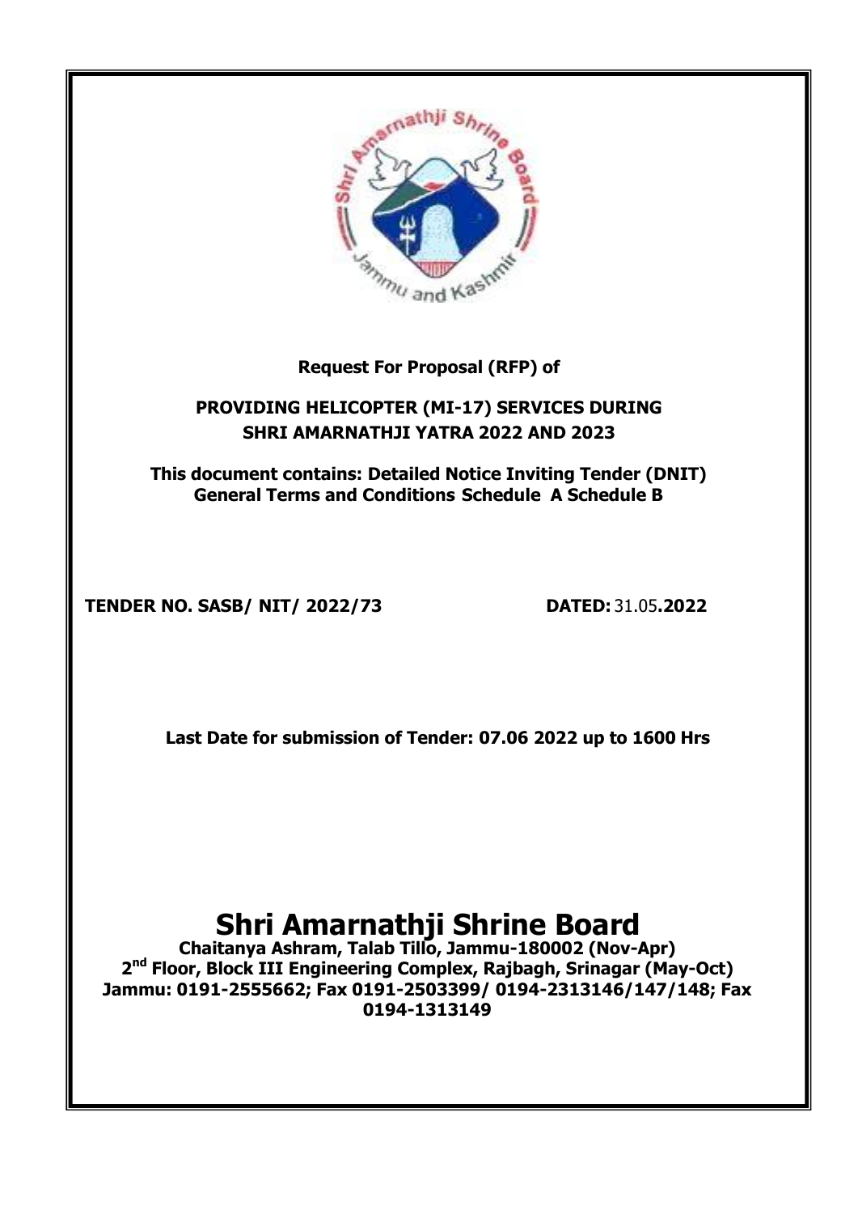**Request For Proposal (RFP) of**

**PROVIDING HELICOPTER (MI-17) SERVICES DURING SHRI AMARNATHJI YATRA 2022 AND 2023**

**This document contains: Detailed Notice Inviting Tender (DNIT) General Terms and Conditions Schedule A Schedule B**

**TENDER NO. SASB/ NIT/ 2022/73** **DATED:** 31.05**.2022**

**Last Date for submission of Tender: 07.06 2022 up to 1600 Hrs**

# Shri Amarnathji Shrine Board

**Chaitanya Ashram, Talab Tillo, Jammu-180002 (Nov-Apr)**
**2nd Floor, Block III Engineering Complex, Rajbagh, Srinagar (May-Oct)**
**Jammu: 0191-2555662; Fax 0191-2503399/ 0194-2313146/147/148; Fax 0194-1313149**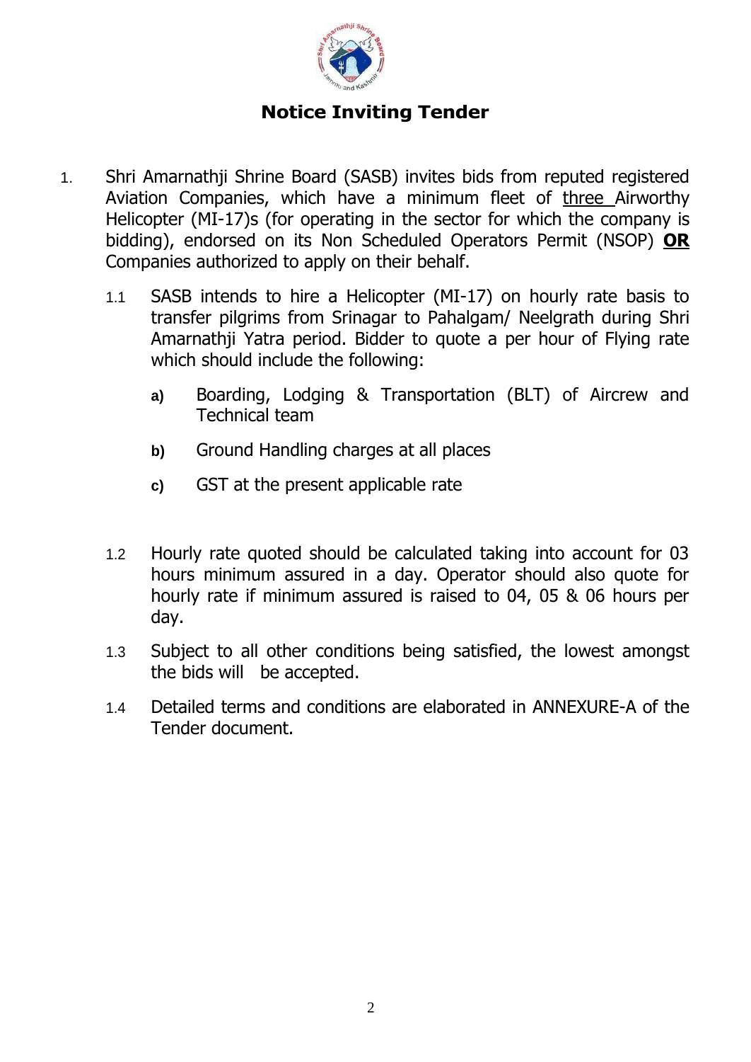# Notice Inviting Tender

1. Shri Amarnathji Shrine Board (SASB) invites bids from reputed registered Aviation Companies, which have a minimum fleet of <u>three</u> Airworthy Helicopter (MI-17)s (for operating in the sector for which the company is bidding), endorsed on its Non Scheduled Operators Permit (NSOP) **<u>OR</u>** Companies authorized to apply on their behalf.

   1.1 SASB intends to hire a Helicopter (MI-17) on hourly rate basis to transfer pilgrims from Srinagar to Pahalgam/ Neelgrath during Shri Amarnathji Yatra period. Bidder to quote a per hour of Flying rate which should include the following:

      **a)** Boarding, Lodging & Transportation (BLT) of Aircrew and Technical team

      **b)** Ground Handling charges at all places

      **c)** GST at the present applicable rate

   1.2 Hourly rate quoted should be calculated taking into account for 03 hours minimum assured in a day. Operator should also quote for hourly rate if minimum assured is raised to 04, 05 & 06 hours per day.

   1.3 Subject to all other conditions being satisfied, the lowest amongst the bids will be accepted.

   1.4 Detailed terms and conditions are elaborated in ANNEXURE-A of the Tender document.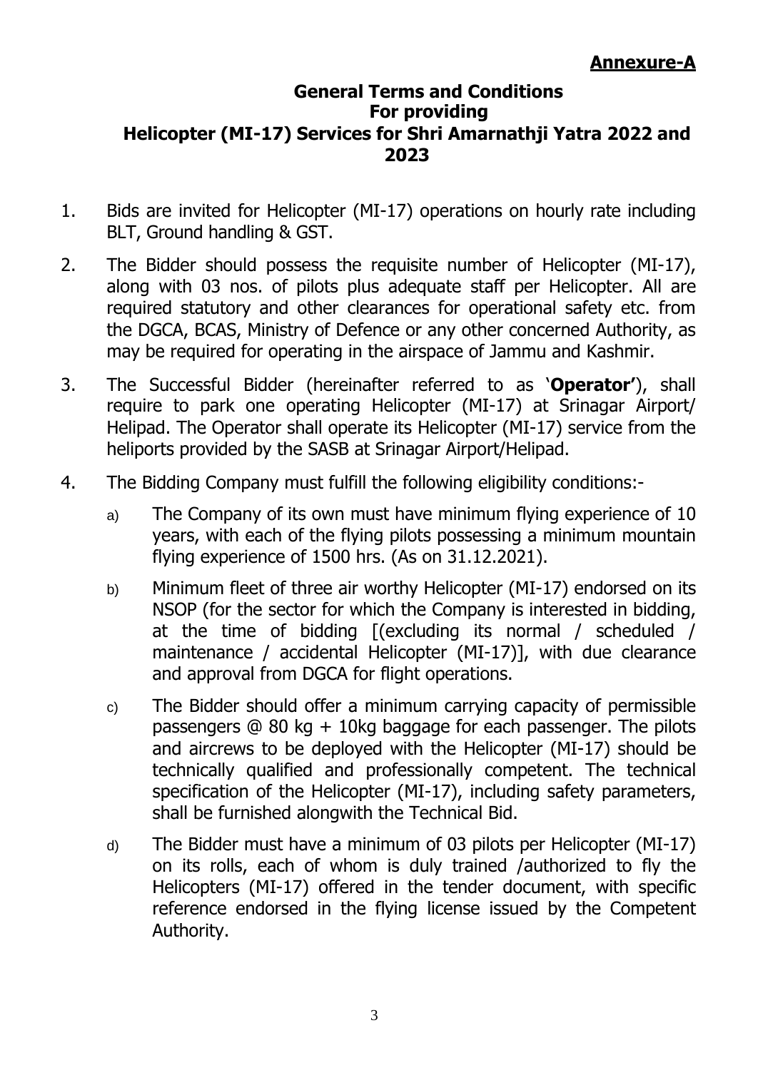**Annexure-A**

## General Terms and Conditions For providing Helicopter (MI-17) Services for Shri Amarnathji Yatra 2022 and 2023

1. Bids are invited for Helicopter (MI-17) operations on hourly rate including BLT, Ground handling & GST.

2. The Bidder should possess the requisite number of Helicopter (MI-17), along with 03 nos. of pilots plus adequate staff per Helicopter. All are required statutory and other clearances for operational safety etc. from the DGCA, BCAS, Ministry of Defence or any other concerned Authority, as may be required for operating in the airspace of Jammu and Kashmir.

3. The Successful Bidder (hereinafter referred to as '**Operator'**), shall require to park one operating Helicopter (MI-17) at Srinagar Airport/ Helipad. The Operator shall operate its Helicopter (MI-17) service from the heliports provided by the SASB at Srinagar Airport/Helipad.

4. The Bidding Company must fulfill the following eligibility conditions:-

   a) The Company of its own must have minimum flying experience of 10 years, with each of the flying pilots possessing a minimum mountain flying experience of 1500 hrs. (As on 31.12.2021).

   b) Minimum fleet of three air worthy Helicopter (MI-17) endorsed on its NSOP (for the sector for which the Company is interested in bidding, at the time of bidding [(excluding its normal / scheduled / maintenance / accidental Helicopter (MI-17)], with due clearance and approval from DGCA for flight operations.

   c) The Bidder should offer a minimum carrying capacity of permissible passengers @ 80 kg + 10kg baggage for each passenger. The pilots and aircrews to be deployed with the Helicopter (MI-17) should be technically qualified and professionally competent. The technical specification of the Helicopter (MI-17), including safety parameters, shall be furnished alongwith the Technical Bid.

   d) The Bidder must have a minimum of 03 pilots per Helicopter (MI-17) on its rolls, each of whom is duly trained /authorized to fly the Helicopters (MI-17) offered in the tender document, with specific reference endorsed in the flying license issued by the Competent Authority.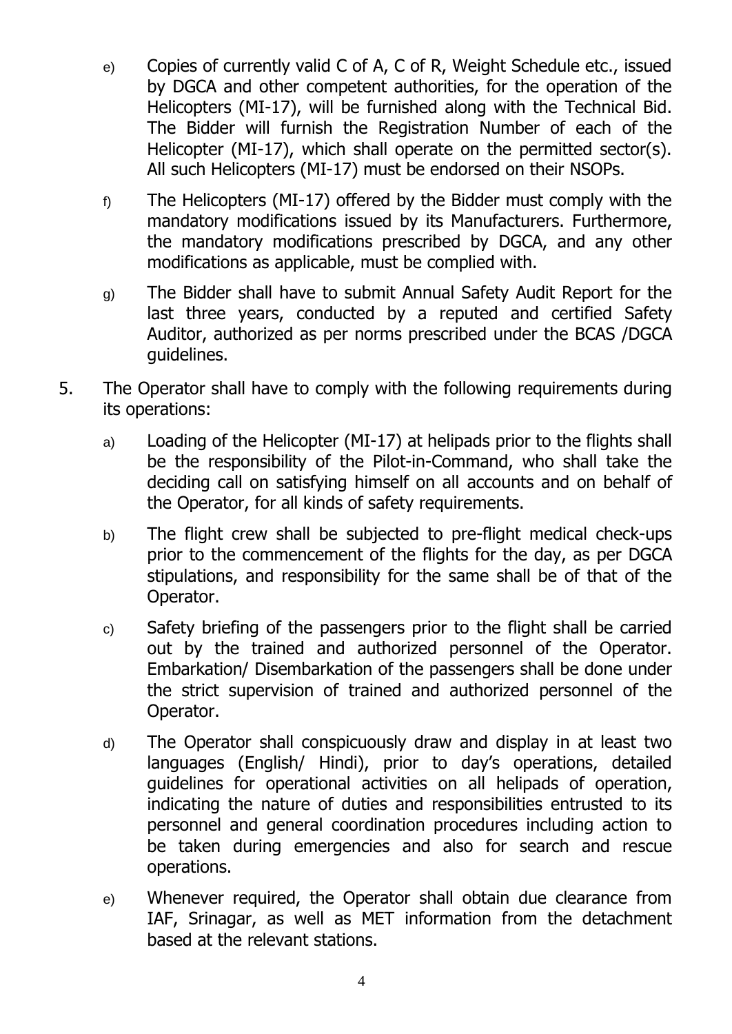- e) Copies of currently valid C of A, C of R, Weight Schedule etc., issued by DGCA and other competent authorities, for the operation of the Helicopters (MI-17), will be furnished along with the Technical Bid. The Bidder will furnish the Registration Number of each of the Helicopter (MI-17), which shall operate on the permitted sector(s). All such Helicopters (MI-17) must be endorsed on their NSOPs.

- f) The Helicopters (MI-17) offered by the Bidder must comply with the mandatory modifications issued by its Manufacturers. Furthermore, the mandatory modifications prescribed by DGCA, and any other modifications as applicable, must be complied with.

- g) The Bidder shall have to submit Annual Safety Audit Report for the last three years, conducted by a reputed and certified Safety Auditor, authorized as per norms prescribed under the BCAS /DGCA guidelines.

5. The Operator shall have to comply with the following requirements during its operations:

   - a) Loading of the Helicopter (MI-17) at helipads prior to the flights shall be the responsibility of the Pilot-in-Command, who shall take the deciding call on satisfying himself on all accounts and on behalf of the Operator, for all kinds of safety requirements.

   - b) The flight crew shall be subjected to pre-flight medical check-ups prior to the commencement of the flights for the day, as per DGCA stipulations, and responsibility for the same shall be of that of the Operator.

   - c) Safety briefing of the passengers prior to the flight shall be carried out by the trained and authorized personnel of the Operator. Embarkation/ Disembarkation of the passengers shall be done under the strict supervision of trained and authorized personnel of the Operator.

   - d) The Operator shall conspicuously draw and display in at least two languages (English/ Hindi), prior to day's operations, detailed guidelines for operational activities on all helipads of operation, indicating the nature of duties and responsibilities entrusted to its personnel and general coordination procedures including action to be taken during emergencies and also for search and rescue operations.

   - e) Whenever required, the Operator shall obtain due clearance from IAF, Srinagar, as well as MET information from the detachment based at the relevant stations.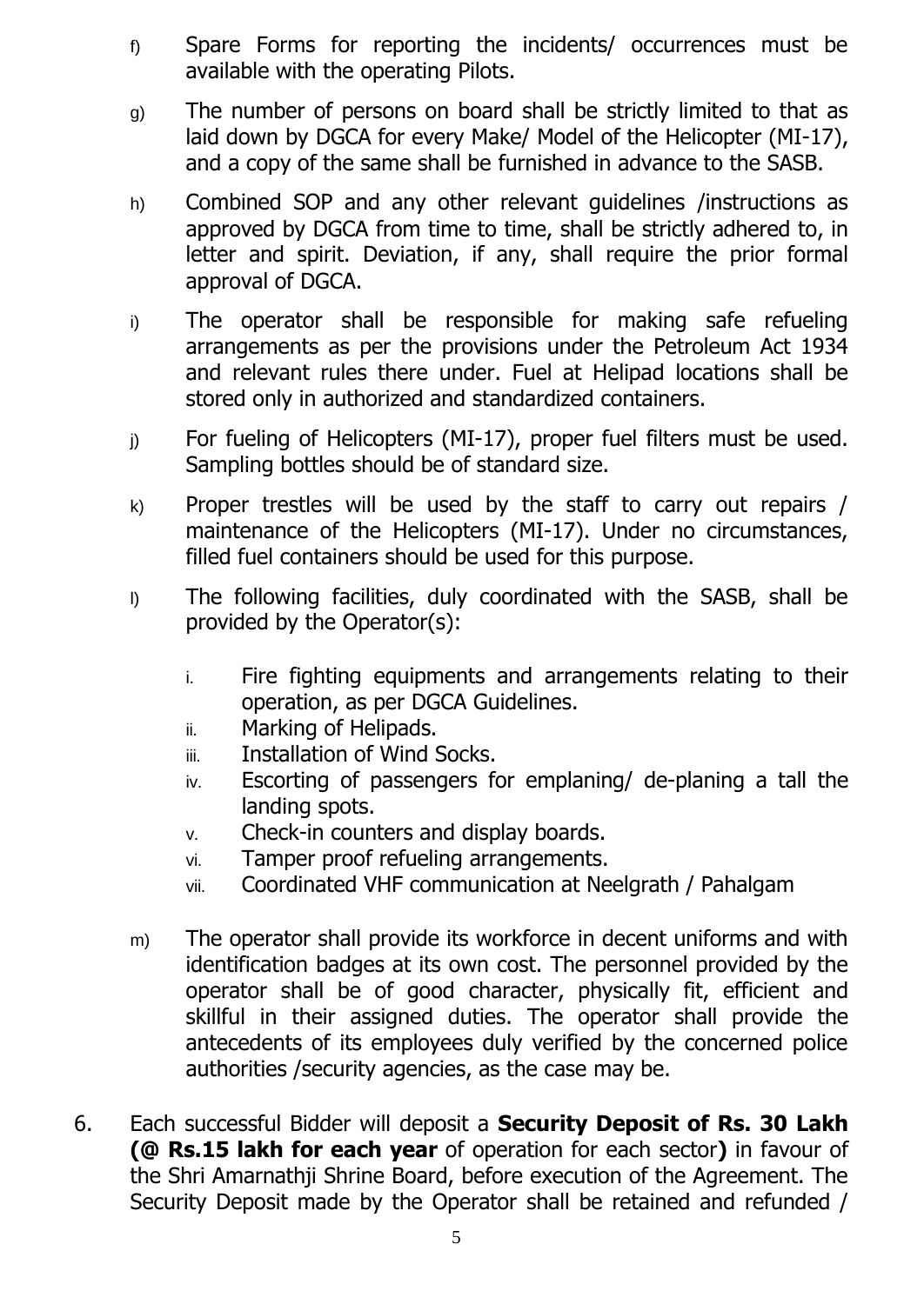f) Spare Forms for reporting the incidents/ occurrences must be available with the operating Pilots.

g) The number of persons on board shall be strictly limited to that as laid down by DGCA for every Make/ Model of the Helicopter (MI-17), and a copy of the same shall be furnished in advance to the SASB.

h) Combined SOP and any other relevant guidelines /instructions as approved by DGCA from time to time, shall be strictly adhered to, in letter and spirit. Deviation, if any, shall require the prior formal approval of DGCA.

i) The operator shall be responsible for making safe refueling arrangements as per the provisions under the Petroleum Act 1934 and relevant rules there under. Fuel at Helipad locations shall be stored only in authorized and standardized containers.

j) For fueling of Helicopters (MI-17), proper fuel filters must be used. Sampling bottles should be of standard size.

k) Proper trestles will be used by the staff to carry out repairs / maintenance of the Helicopters (MI-17). Under no circumstances, filled fuel containers should be used for this purpose.

l) The following facilities, duly coordinated with the SASB, shall be provided by the Operator(s):

   i. Fire fighting equipments and arrangements relating to their operation, as per DGCA Guidelines.
   ii. Marking of Helipads.
   iii. Installation of Wind Socks.
   iv. Escorting of passengers for emplaning/ de-planing a tall the landing spots.
   v. Check-in counters and display boards.
   vi. Tamper proof refueling arrangements.
   vii. Coordinated VHF communication at Neelgrath / Pahalgam

m) The operator shall provide its workforce in decent uniforms and with identification badges at its own cost. The personnel provided by the operator shall be of good character, physically fit, efficient and skillful in their assigned duties. The operator shall provide the antecedents of its employees duly verified by the concerned police authorities /security agencies, as the case may be.

6. Each successful Bidder will deposit a **Security Deposit of Rs. 30 Lakh (@ Rs.15 lakh for each year** of operation for each sector**)** in favour of the Shri Amarnathji Shrine Board, before execution of the Agreement. The Security Deposit made by the Operator shall be retained and refunded /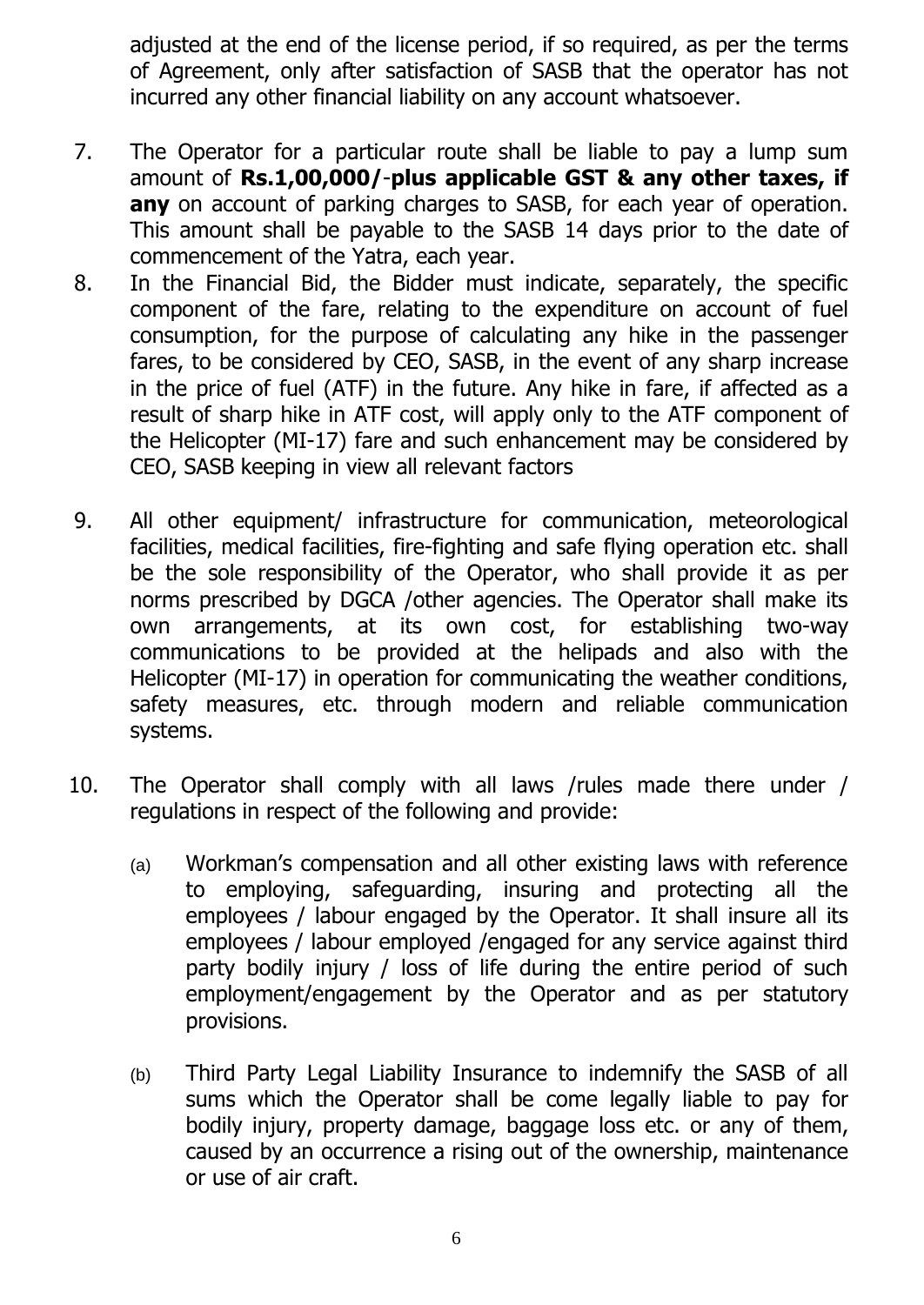adjusted at the end of the license period, if so required, as per the terms of Agreement, only after satisfaction of SASB that the operator has not incurred any other financial liability on any account whatsoever.

7. The Operator for a particular route shall be liable to pay a lump sum amount of **Rs.1,00,000/**-**plus applicable GST & any other taxes, if any** on account of parking charges to SASB, for each year of operation. This amount shall be payable to the SASB 14 days prior to the date of commencement of the Yatra, each year.
8. In the Financial Bid, the Bidder must indicate, separately, the specific component of the fare, relating to the expenditure on account of fuel consumption, for the purpose of calculating any hike in the passenger fares, to be considered by CEO, SASB, in the event of any sharp increase in the price of fuel (ATF) in the future. Any hike in fare, if affected as a result of sharp hike in ATF cost, will apply only to the ATF component of the Helicopter (MI-17) fare and such enhancement may be considered by CEO, SASB keeping in view all relevant factors

9. All other equipment/ infrastructure for communication, meteorological facilities, medical facilities, fire-fighting and safe flying operation etc. shall be the sole responsibility of the Operator, who shall provide it as per norms prescribed by DGCA /other agencies. The Operator shall make its own arrangements, at its own cost, for establishing two-way communications to be provided at the helipads and also with the Helicopter (MI-17) in operation for communicating the weather conditions, safety measures, etc. through modern and reliable communication systems.

10. The Operator shall comply with all laws /rules made there under / regulations in respect of the following and provide:

    (a) Workman's compensation and all other existing laws with reference to employing, safeguarding, insuring and protecting all the employees / labour engaged by the Operator. It shall insure all its employees / labour employed /engaged for any service against third party bodily injury / loss of life during the entire period of such employment/engagement by the Operator and as per statutory provisions.

    (b) Third Party Legal Liability Insurance to indemnify the SASB of all sums which the Operator shall be come legally liable to pay for bodily injury, property damage, baggage loss etc. or any of them, caused by an occurrence a rising out of the ownership, maintenance or use of air craft.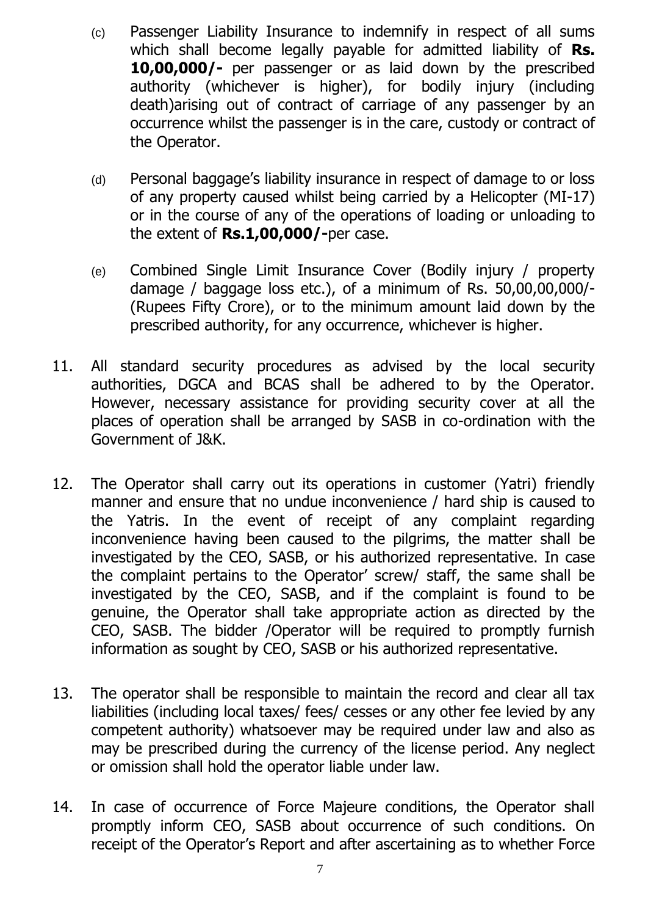(c) Passenger Liability Insurance to indemnify in respect of all sums which shall become legally payable for admitted liability of **Rs. 10,00,000/-** per passenger or as laid down by the prescribed authority (whichever is higher), for bodily injury (including death)arising out of contract of carriage of any passenger by an occurrence whilst the passenger is in the care, custody or contract of the Operator.

(d) Personal baggage's liability insurance in respect of damage to or loss of any property caused whilst being carried by a Helicopter (MI-17) or in the course of any of the operations of loading or unloading to the extent of **Rs.1,00,000/-**per case.

(e) Combined Single Limit Insurance Cover (Bodily injury / property damage / baggage loss etc.), of a minimum of Rs. 50,00,00,000/- (Rupees Fifty Crore), or to the minimum amount laid down by the prescribed authority, for any occurrence, whichever is higher.

11. All standard security procedures as advised by the local security authorities, DGCA and BCAS shall be adhered to by the Operator. However, necessary assistance for providing security cover at all the places of operation shall be arranged by SASB in co-ordination with the Government of J&K.

12. The Operator shall carry out its operations in customer (Yatri) friendly manner and ensure that no undue inconvenience / hard ship is caused to the Yatris. In the event of receipt of any complaint regarding inconvenience having been caused to the pilgrims, the matter shall be investigated by the CEO, SASB, or his authorized representative. In case the complaint pertains to the Operator' screw/ staff, the same shall be investigated by the CEO, SASB, and if the complaint is found to be genuine, the Operator shall take appropriate action as directed by the CEO, SASB. The bidder /Operator will be required to promptly furnish information as sought by CEO, SASB or his authorized representative.

13. The operator shall be responsible to maintain the record and clear all tax liabilities (including local taxes/ fees/ cesses or any other fee levied by any competent authority) whatsoever may be required under law and also as may be prescribed during the currency of the license period. Any neglect or omission shall hold the operator liable under law.

14. In case of occurrence of Force Majeure conditions, the Operator shall promptly inform CEO, SASB about occurrence of such conditions. On receipt of the Operator's Report and after ascertaining as to whether Force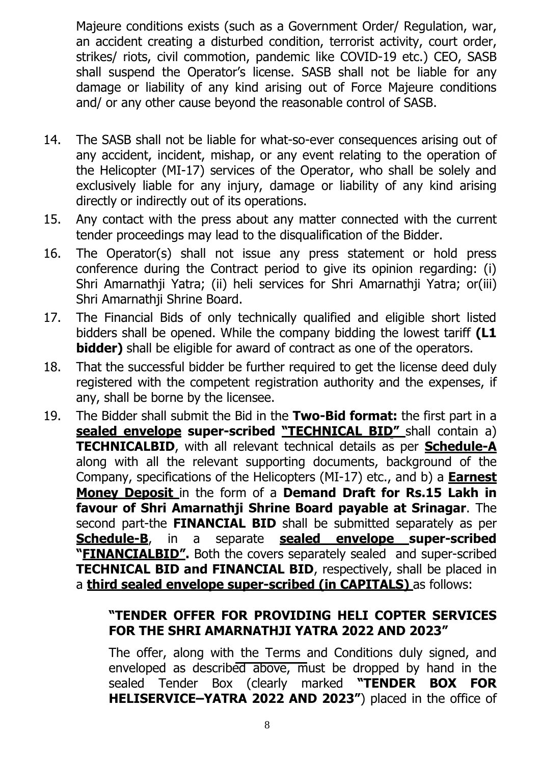Majeure conditions exists (such as a Government Order/ Regulation, war, an accident creating a disturbed condition, terrorist activity, court order, strikes/ riots, civil commotion, pandemic like COVID-19 etc.) CEO, SASB shall suspend the Operator's license. SASB shall not be liable for any damage or liability of any kind arising out of Force Majeure conditions and/ or any other cause beyond the reasonable control of SASB.

14. The SASB shall not be liable for what-so-ever consequences arising out of any accident, incident, mishap, or any event relating to the operation of the Helicopter (MI-17) services of the Operator, who shall be solely and exclusively liable for any injury, damage or liability of any kind arising directly or indirectly out of its operations.
15. Any contact with the press about any matter connected with the current tender proceedings may lead to the disqualification of the Bidder.
16. The Operator(s) shall not issue any press statement or hold press conference during the Contract period to give its opinion regarding: (i) Shri Amarnathji Yatra; (ii) heli services for Shri Amarnathji Yatra; or(iii) Shri Amarnathji Shrine Board.
17. The Financial Bids of only technically qualified and eligible short listed bidders shall be opened. While the company bidding the lowest tariff **(L1 bidder)** shall be eligible for award of contract as one of the operators.
18. That the successful bidder be further required to get the license deed duly registered with the competent registration authority and the expenses, if any, shall be borne by the licensee.
19. The Bidder shall submit the Bid in the **Two-Bid format:** the first part in a **sealed envelope super-scribed "TECHNICAL BID"** shall contain a) **TECHNICALBID**, with all relevant technical details as per **Schedule-A** along with all the relevant supporting documents, background of the Company, specifications of the Helicopters (MI-17) etc., and b) a **Earnest Money Deposit** in the form of a **Demand Draft for Rs.15 Lakh in favour of Shri Amarnathji Shrine Board payable at Srinagar**. The second part-the **FINANCIAL BID** shall be submitted separately as per **Schedule-B**, in a separate **sealed envelope super-scribed "FINANCIALBID".** Both the covers separately sealed and super-scribed **TECHNICAL BID and FINANCIAL BID**, respectively, shall be placed in a **third sealed envelope super-scribed (in CAPITALS)** as follows:

    **"TENDER OFFER FOR PROVIDING HELI COPTER SERVICES FOR THE SHRI AMARNATHJI YATRA 2022 AND 2023"**

    The offer, along with the Terms and Conditions duly signed, and enveloped as described above, must be dropped by hand in the sealed Tender Box (clearly marked **"TENDER BOX FOR HELISERVICE–YATRA 2022 AND 2023"**) placed in the office of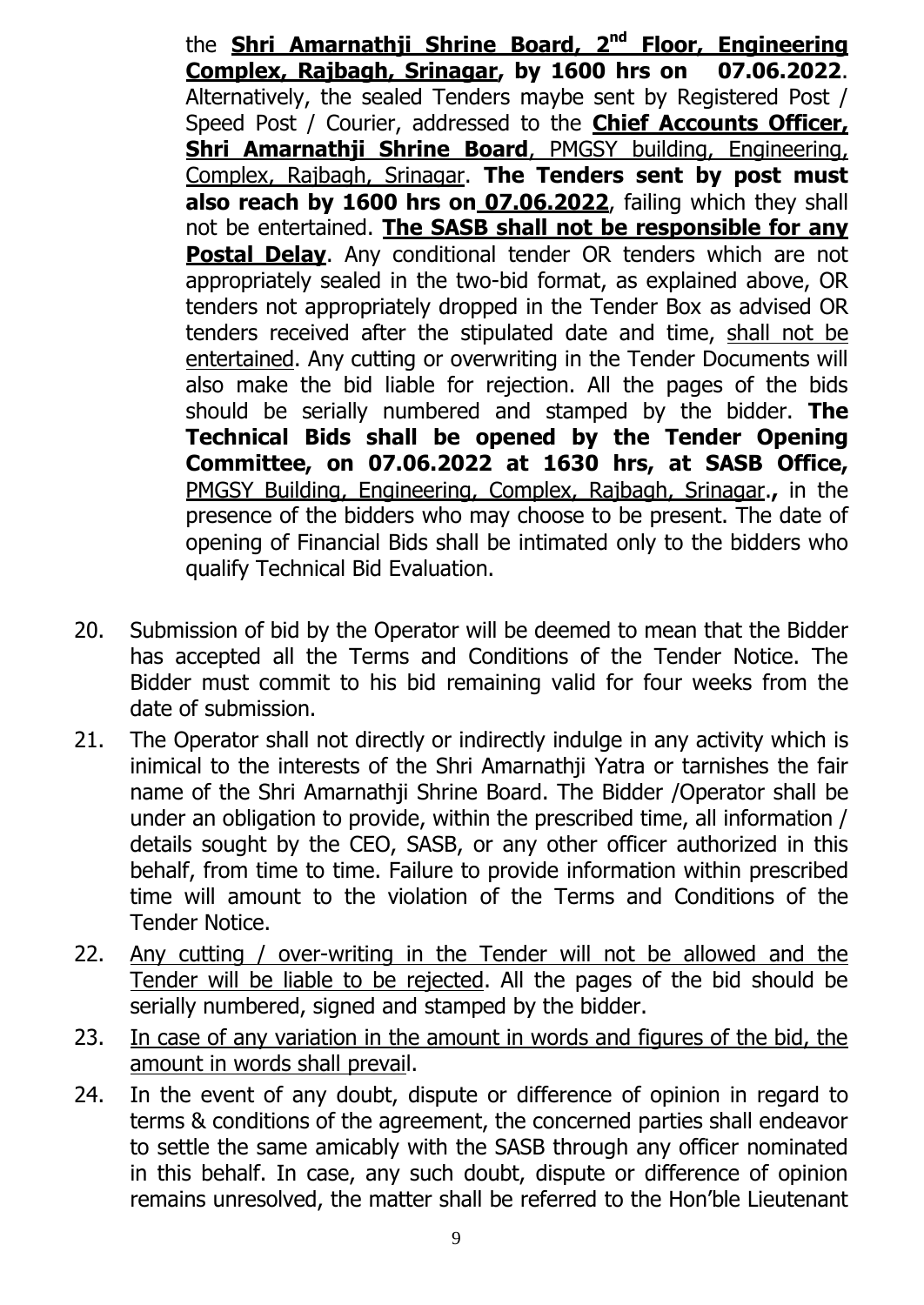the **Shri Amarnathji Shrine Board, 2nd Floor, Engineering Complex, Rajbagh, Srinagar, by 1600 hrs on 07.06.2022**. Alternatively, the sealed Tenders maybe sent by Registered Post / Speed Post / Courier, addressed to the **Chief Accounts Officer, Shri Amarnathji Shrine Board**, PMGSY building, Engineering, Complex, Rajbagh, Srinagar. **The Tenders sent by post must also reach by 1600 hrs on 07.06.2022**, failing which they shall not be entertained. **The SASB shall not be responsible for any Postal Delay**. Any conditional tender OR tenders which are not appropriately sealed in the two-bid format, as explained above, OR tenders not appropriately dropped in the Tender Box as advised OR tenders received after the stipulated date and time, shall not be entertained. Any cutting or overwriting in the Tender Documents will also make the bid liable for rejection. All the pages of the bids should be serially numbered and stamped by the bidder. **The Technical Bids shall be opened by the Tender Opening Committee, on 07.06.2022 at 1630 hrs, at SASB Office,** PMGSY Building, Engineering, Complex, Rajbagh, Srinagar**.,** in the presence of the bidders who may choose to be present. The date of opening of Financial Bids shall be intimated only to the bidders who qualify Technical Bid Evaluation.

20. Submission of bid by the Operator will be deemed to mean that the Bidder has accepted all the Terms and Conditions of the Tender Notice. The Bidder must commit to his bid remaining valid for four weeks from the date of submission.
21. The Operator shall not directly or indirectly indulge in any activity which is inimical to the interests of the Shri Amarnathji Yatra or tarnishes the fair name of the Shri Amarnathji Shrine Board. The Bidder /Operator shall be under an obligation to provide, within the prescribed time, all information / details sought by the CEO, SASB, or any other officer authorized in this behalf, from time to time. Failure to provide information within prescribed time will amount to the violation of the Terms and Conditions of the Tender Notice.
22. Any cutting / over-writing in the Tender will not be allowed and the Tender will be liable to be rejected. All the pages of the bid should be serially numbered, signed and stamped by the bidder.
23. In case of any variation in the amount in words and figures of the bid, the amount in words shall prevail.
24. In the event of any doubt, dispute or difference of opinion in regard to terms & conditions of the agreement, the concerned parties shall endeavor to settle the same amicably with the SASB through any officer nominated in this behalf. In case, any such doubt, dispute or difference of opinion remains unresolved, the matter shall be referred to the Hon'ble Lieutenant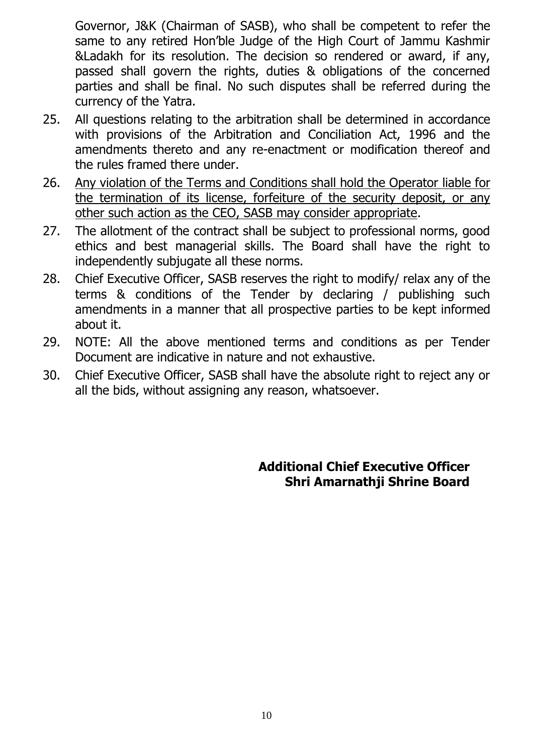Governor, J&K (Chairman of SASB), who shall be competent to refer the same to any retired Hon'ble Judge of the High Court of Jammu Kashmir &Ladakh for its resolution. The decision so rendered or award, if any, passed shall govern the rights, duties & obligations of the concerned parties and shall be final. No such disputes shall be referred during the currency of the Yatra.

25. All questions relating to the arbitration shall be determined in accordance with provisions of the Arbitration and Conciliation Act, 1996 and the amendments thereto and any re-enactment or modification thereof and the rules framed there under.
26. <u>Any violation of the Terms and Conditions shall hold the Operator liable for the termination of its license, forfeiture of the security deposit, or any other such action as the CEO, SASB may consider appropriate</u>.
27. The allotment of the contract shall be subject to professional norms, good ethics and best managerial skills. The Board shall have the right to independently subjugate all these norms.
28. Chief Executive Officer, SASB reserves the right to modify/ relax any of the terms & conditions of the Tender by declaring / publishing such amendments in a manner that all prospective parties to be kept informed about it.
29. NOTE: All the above mentioned terms and conditions as per Tender Document are indicative in nature and not exhaustive.
30. Chief Executive Officer, SASB shall have the absolute right to reject any or all the bids, without assigning any reason, whatsoever.

**Additional Chief Executive Officer**
**Shri Amarnathji Shrine Board**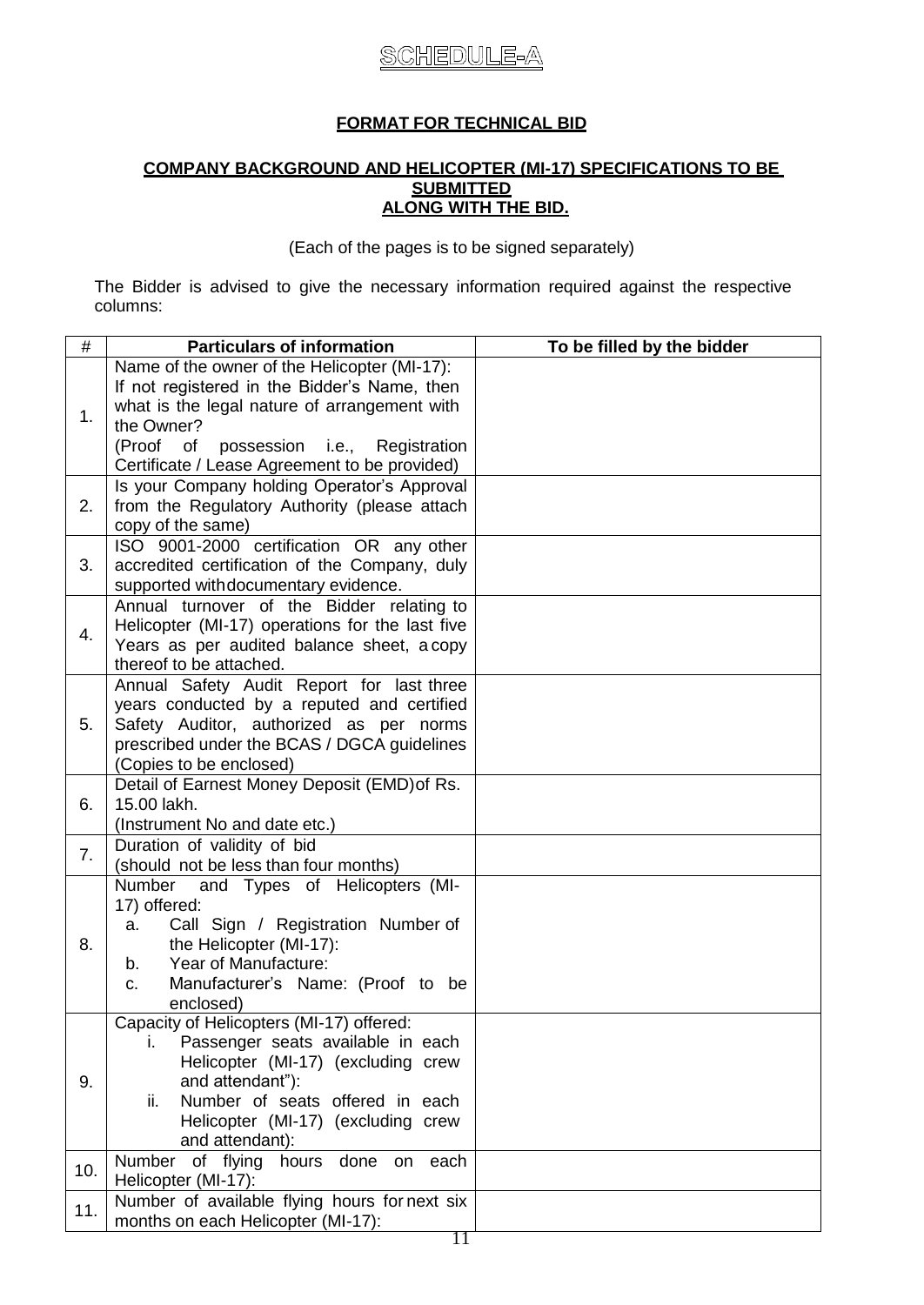# SCHEDULE-A

## FORMAT FOR TECHNICAL BID

### COMPANY BACKGROUND AND HELICOPTER (MI-17) SPECIFICATIONS TO BE SUBMITTED ALONG WITH THE BID.

(Each of the pages is to be signed separately)

The Bidder is advised to give the necessary information required against the respective columns:

| # | Particulars of information | To be filled by the bidder |
|---|---|---|
| 1. | Name of the owner of the Helicopter (MI-17): If not registered in the Bidder's Name, then what is the legal nature of arrangement with the Owner? (Proof of possession i.e., Registration Certificate / Lease Agreement to be provided) | |
| 2. | Is your Company holding Operator's Approval from the Regulatory Authority (please attach copy of the same) | |
| 3. | ISO 9001-2000 certification OR any other accredited certification of the Company, duly supported withdocumentary evidence. | |
| 4. | Annual turnover of the Bidder relating to Helicopter (MI-17) operations for the last five Years as per audited balance sheet, a copy thereof to be attached. | |
| 5. | Annual Safety Audit Report for last three years conducted by a reputed and certified Safety Auditor, authorized as per norms prescribed under the BCAS / DGCA guidelines (Copies to be enclosed) | |
| 6. | Detail of Earnest Money Deposit (EMD)of Rs. 15.00 lakh. (Instrument No and date etc.) | |
| 7. | Duration of validity of bid (should not be less than four months) | |
| 8. | Number and Types of Helicopters (MI-17) offered: <br> a. Call Sign / Registration Number of the Helicopter (MI-17): <br> b. Year of Manufacture: <br> c. Manufacturer's Name: (Proof to be enclosed) | |
| 9. | Capacity of Helicopters (MI-17) offered: <br> i. Passenger seats available in each Helicopter (MI-17) (excluding crew and attendant"): <br> ii. Number of seats offered in each Helicopter (MI-17) (excluding crew and attendant): | |
| 10. | Number of flying hours done on each Helicopter (MI-17): | |
| 11. | Number of available flying hours for next six months on each Helicopter (MI-17): | |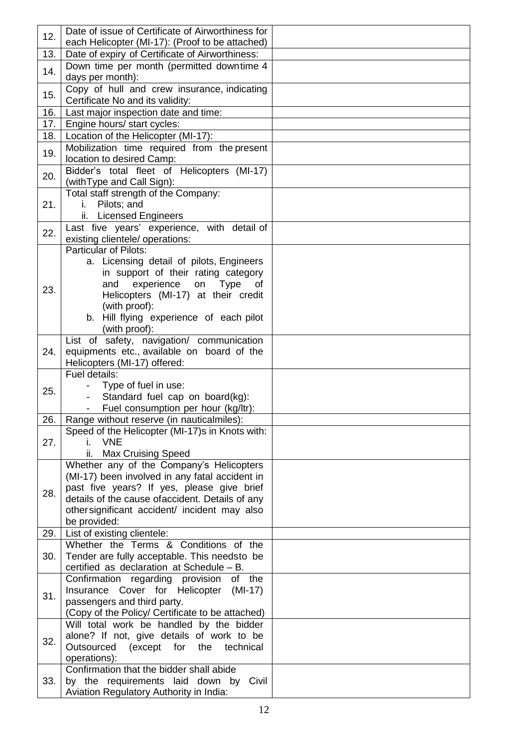| | | |
|---|---|---|
| 12. | Date of issue of Certificate of Airworthiness for each Helicopter (MI-17): (Proof to be attached) | |
| 13. | Date of expiry of Certificate of Airworthiness: | |
| 14. | Down time per month (permitted downtime 4 days per month): | |
| 15. | Copy of hull and crew insurance, indicating Certificate No and its validity: | |
| 16. | Last major inspection date and time: | |
| 17. | Engine hours/ start cycles: | |
| 18. | Location of the Helicopter (MI-17): | |
| 19. | Mobilization time required from the present location to desired Camp: | |
| 20. | Bidder's total fleet of Helicopters (MI-17) (withType and Call Sign): | |
| 21. | Total staff strength of the Company:<br>i. Pilots; and<br>ii. Licensed Engineers | |
| 22. | Last five years' experience, with detail of existing clientele/ operations: | |
| 23. | Particular of Pilots:<br>a. Licensing detail of pilots, Engineers in support of their rating category and experience on Type of Helicopters (MI-17) at their credit (with proof):<br>b. Hill flying experience of each pilot (with proof): | |
| 24. | List of safety, navigation/ communication equipments etc., available on board of the Helicopters (MI-17) offered: | |
| 25. | Fuel details:<br>- Type of fuel in use:<br>- Standard fuel cap on board(kg):<br>- Fuel consumption per hour (kg/ltr): | |
| 26. | Range without reserve (in nauticalmiles): | |
| 27. | Speed of the Helicopter (MI-17)s in Knots with:<br>i. VNE<br>ii. Max Cruising Speed | |
| 28. | Whether any of the Company's Helicopters (MI-17) been involved in any fatal accident in past five years? If yes, please give brief details of the cause ofaccident. Details of any othersignificant accident/ incident may also be provided: | |
| 29. | List of existing clientele: | |
| 30. | Whether the Terms & Conditions of the Tender are fully acceptable. This needsto be certified as declaration at Schedule – B. | |
| 31. | Confirmation regarding provision of the Insurance Cover for Helicopter (MI-17) passengers and third party.<br>(Copy of the Policy/ Certificate to be attached) | |
| 32. | Will total work be handled by the bidder alone? If not, give details of work to be Outsourced (except for the technical operations): | |
| 33. | Confirmation that the bidder shall abide by the requirements laid down by Civil Aviation Regulatory Authority in India: | |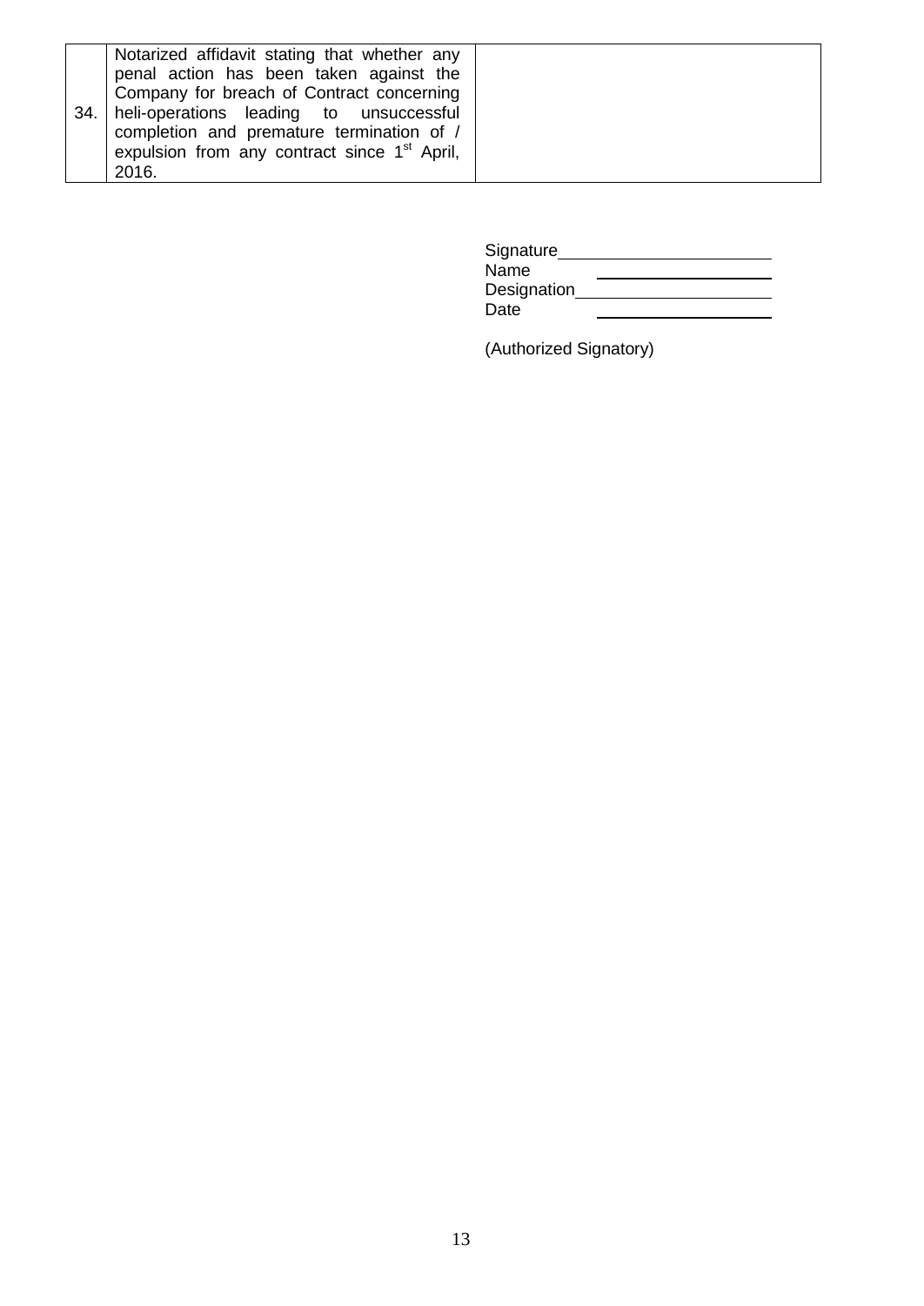| | | |
|---|---|---|
| 34. | Notarized affidavit stating that whether any penal action has been taken against the Company for breach of Contract concerning heli-operations leading to unsuccessful completion and premature termination of / expulsion from any contract since 1st April, 2016. | |

Signature\_\_\_\_\_\_\_\_\_\_\_\_\_\_\_\_\_\_\_\_\_\_

Name \_\_\_\_\_\_\_\_\_\_\_\_\_\_\_\_\_\_\_\_\_\_

Designation\_\_\_\_\_\_\_\_\_\_\_\_\_\_\_\_\_\_\_\_\_\_

Date \_\_\_\_\_\_\_\_\_\_\_\_\_\_\_\_\_\_\_\_\_\_

(Authorized Signatory)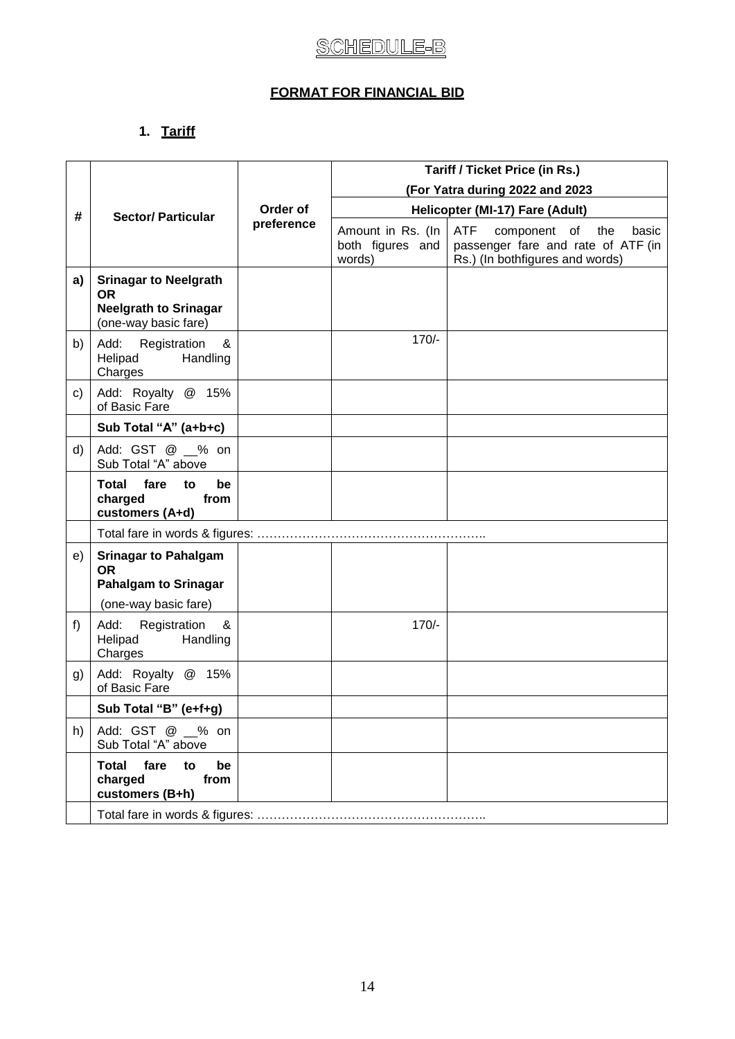# SCHEDULE-B

## FORMAT FOR FINANCIAL BID

### 1. Tariff

| # | Sector/ Particular | Order of preference | Tariff / Ticket Price (in Rs.) (For Yatra during 2022 and 2023 | |
|---|---|---|---|---|
| | | | Helicopter (MI-17) Fare (Adult) | |
| | | | Amount in Rs. (In both figures and words) | ATF component of the basic passenger fare and rate of ATF (in Rs.) (In bothfigures and words) |
| **a)** | **Srinagar to Neelgrath OR Neelgrath to Srinagar** (one-way basic fare) | | | |
| b) | Add: Registration & Helipad Handling Charges | | 170/- | |
| c) | Add: Royalty @ 15% of Basic Fare | | | |
| | **Sub Total "A" (a+b+c)** | | | |
| d) | Add: GST @ __% on Sub Total "A" above | | | |
| | **Total fare to be charged from customers (A+d)** | | | |
| | Total fare in words & figures: ……………………………………………….. | | | |
| e) | **Srinagar to Pahalgam OR Pahalgam to Srinagar** (one-way basic fare) | | | |
| f) | Add: Registration & Helipad Handling Charges | | 170/- | |
| g) | Add: Royalty @ 15% of Basic Fare | | | |
| | **Sub Total "B" (e+f+g)** | | | |
| h) | Add: GST @ __% on Sub Total "A" above | | | |
| | **Total fare to be charged from customers (B+h)** | | | |
| | Total fare in words & figures: ……………………………………………….. | | | |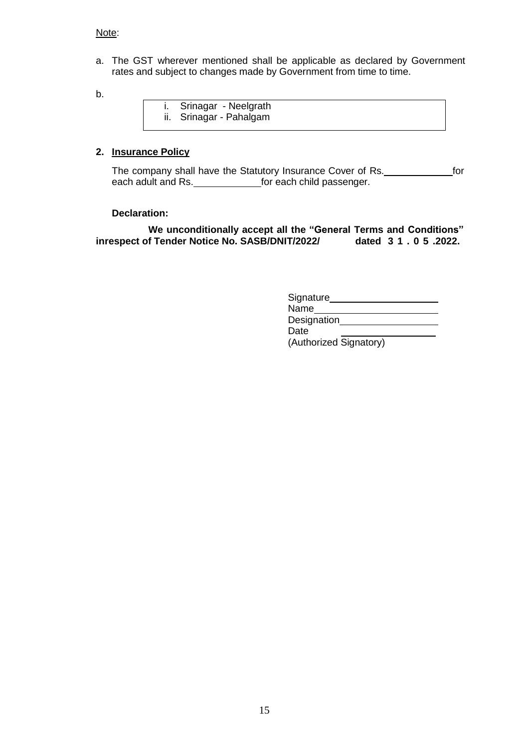Note:

a. The GST wherever mentioned shall be applicable as declared by Government rates and subject to changes made by Government from time to time.

b.

| |
|---|
| i. Srinagar - Neelgrath<br>ii. Srinagar - Pahalgam |

## 2. Insurance Policy

The company shall have the Statutory Insurance Cover of Rs.____________ for each adult and Rs.____________ for each child passenger.

**Declaration:**

**We unconditionally accept all the "General Terms and Conditions" inrespect of Tender Notice No. SASB/DNIT/2022/ dated 31.05.2022.**

Signature____________________
Name____________________
Designation____________________
Date ____________________
(Authorized Signatory)